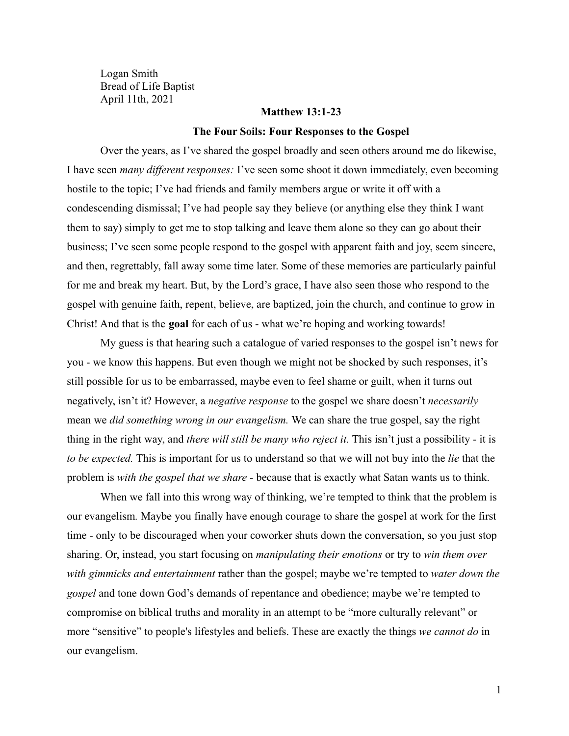Logan Smith
Bread of Life Baptist
April 11th, 2021

**Matthew 13:1-23**

**The Four Soils: Four Responses to the Gospel**

Over the years, as I've shared the gospel broadly and seen others around me do likewise, I have seen *many different responses:* I've seen some shoot it down immediately, even becoming hostile to the topic; I've had friends and family members argue or write it off with a condescending dismissal; I've had people say they believe (or anything else they think I want them to say) simply to get me to stop talking and leave them alone so they can go about their business; I've seen some people respond to the gospel with apparent faith and joy, seem sincere, and then, regrettably, fall away some time later. Some of these memories are particularly painful for me and break my heart. But, by the Lord's grace, I have also seen those who respond to the gospel with genuine faith, repent, believe, are baptized, join the church, and continue to grow in Christ! And that is the **goal** for each of us - what we're hoping and working towards!

My guess is that hearing such a catalogue of varied responses to the gospel isn't news for you - we know this happens. But even though we might not be shocked by such responses, it's still possible for us to be embarrassed, maybe even to feel shame or guilt, when it turns out negatively, isn't it? However, a *negative response* to the gospel we share doesn't *necessarily* mean we *did something wrong in our evangelism.* We can share the true gospel, say the right thing in the right way, and *there will still be many who reject it.* This isn't just a possibility - it is *to be expected.* This is important for us to understand so that we will not buy into the *lie* that the problem is *with the gospel that we share* - because that is exactly what Satan wants us to think.

When we fall into this wrong way of thinking, we're tempted to think that the problem is our evangelism*.* Maybe you finally have enough courage to share the gospel at work for the first time - only to be discouraged when your coworker shuts down the conversation, so you just stop sharing. Or, instead, you start focusing on *manipulating their emotions* or try to *win them over with gimmicks and entertainment* rather than the gospel; maybe we're tempted to *water down the gospel* and tone down God's demands of repentance and obedience; maybe we're tempted to compromise on biblical truths and morality in an attempt to be "more culturally relevant" or more "sensitive" to people's lifestyles and beliefs. These are exactly the things *we cannot do* in our evangelism.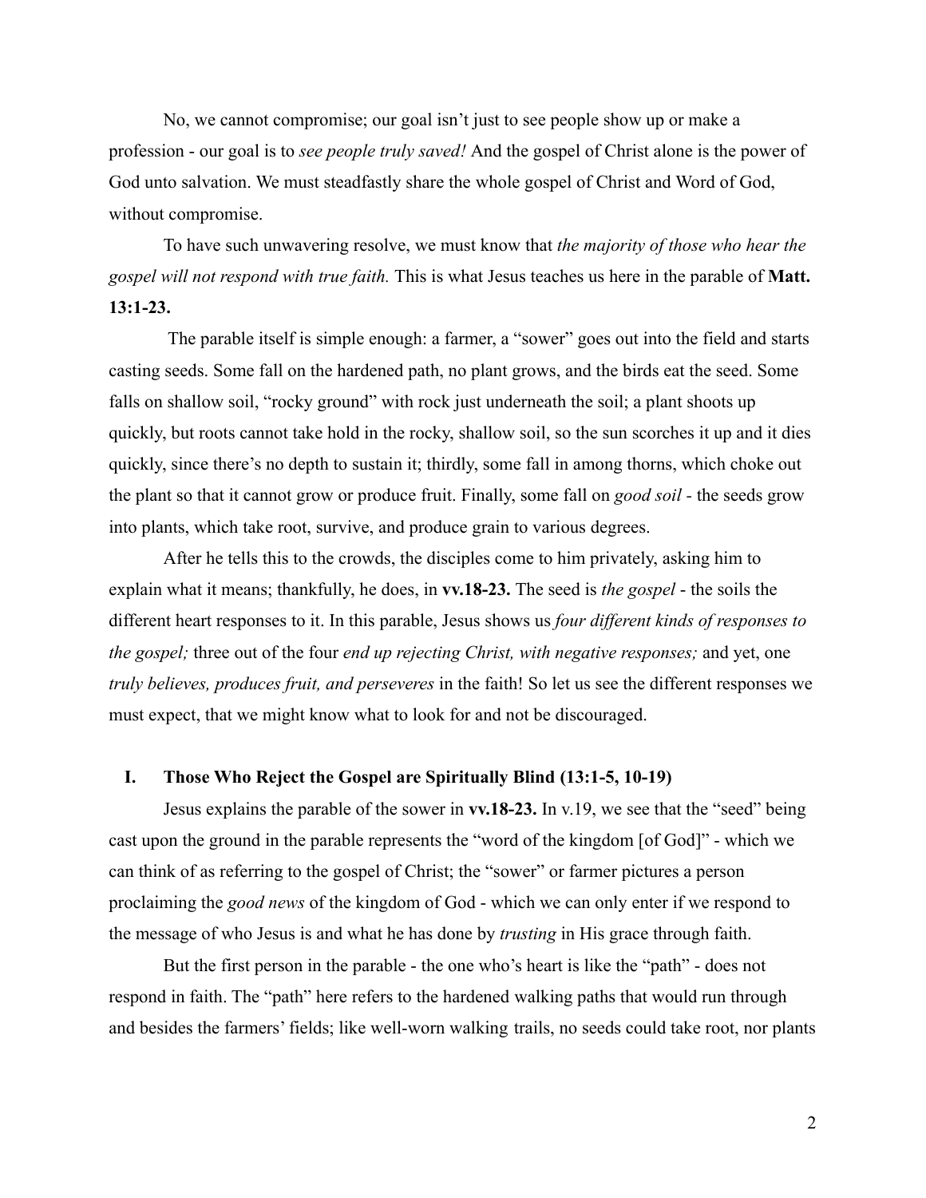No, we cannot compromise; our goal isn't just to see people show up or make a profession - our goal is to *see people truly saved!* And the gospel of Christ alone is the power of God unto salvation. We must steadfastly share the whole gospel of Christ and Word of God, without compromise.

To have such unwavering resolve, we must know that *the majority of those who hear the gospel will not respond with true faith.* This is what Jesus teaches us here in the parable of **Matt. 13:1-23.**

The parable itself is simple enough: a farmer, a "sower" goes out into the field and starts casting seeds. Some fall on the hardened path, no plant grows, and the birds eat the seed. Some falls on shallow soil, "rocky ground" with rock just underneath the soil; a plant shoots up quickly, but roots cannot take hold in the rocky, shallow soil, so the sun scorches it up and it dies quickly, since there's no depth to sustain it; thirdly, some fall in among thorns, which choke out the plant so that it cannot grow or produce fruit. Finally, some fall on *good soil* - the seeds grow into plants, which take root, survive, and produce grain to various degrees.

After he tells this to the crowds, the disciples come to him privately, asking him to explain what it means; thankfully, he does, in **vv.18-23.** The seed is *the gospel* - the soils the different heart responses to it. In this parable, Jesus shows us *four different kinds of responses to the gospel;* three out of the four *end up rejecting Christ, with negative responses;* and yet, one *truly believes, produces fruit, and perseveres* in the faith! So let us see the different responses we must expect, that we might know what to look for and not be discouraged.

## I. Those Who Reject the Gospel are Spiritually Blind (13:1-5, 10-19)

Jesus explains the parable of the sower in **vv.18-23.** In v.19, we see that the "seed" being cast upon the ground in the parable represents the "word of the kingdom [of God]" - which we can think of as referring to the gospel of Christ; the "sower" or farmer pictures a person proclaiming the *good news* of the kingdom of God - which we can only enter if we respond to the message of who Jesus is and what he has done by *trusting* in His grace through faith.

But the first person in the parable - the one who's heart is like the "path" - does not respond in faith. The "path" here refers to the hardened walking paths that would run through and besides the farmers' fields; like well-worn walking trails, no seeds could take root, nor plants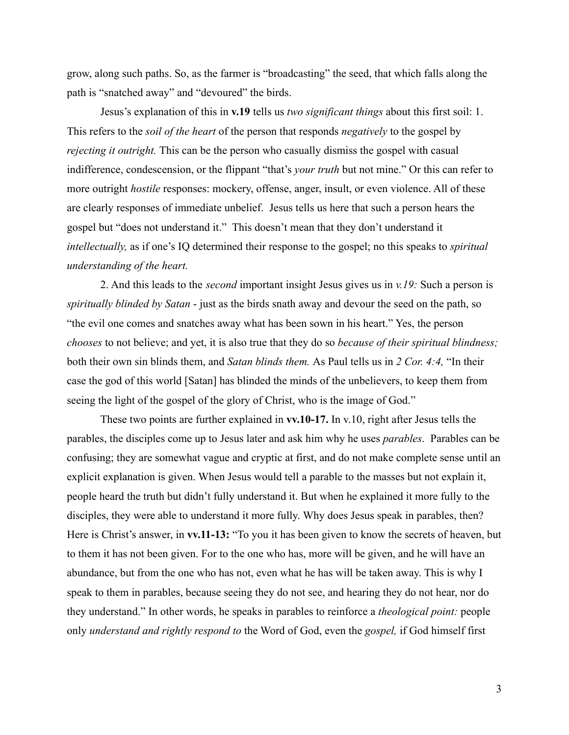grow, along such paths. So, as the farmer is "broadcasting" the seed, that which falls along the path is "snatched away" and "devoured" the birds.

Jesus's explanation of this in **v.19** tells us *two significant things* about this first soil: 1. This refers to the *soil of the heart* of the person that responds *negatively* to the gospel by *rejecting it outright.* This can be the person who casually dismiss the gospel with casual indifference, condescension, or the flippant "that's *your truth* but not mine." Or this can refer to more outright *hostile* responses: mockery, offense, anger, insult, or even violence. All of these are clearly responses of immediate unbelief. Jesus tells us here that such a person hears the gospel but "does not understand it." This doesn't mean that they don't understand it *intellectually,* as if one's IQ determined their response to the gospel; no this speaks to *spiritual understanding of the heart.*

2. And this leads to the *second* important insight Jesus gives us in *v.19:* Such a person is *spiritually blinded by Satan* - just as the birds snath away and devour the seed on the path, so "the evil one comes and snatches away what has been sown in his heart." Yes, the person *chooses* to not believe; and yet, it is also true that they do so *because of their spiritual blindness;* both their own sin blinds them, and *Satan blinds them.* As Paul tells us in *2 Cor. 4:4,* "In their case the god of this world [Satan] has blinded the minds of the unbelievers, to keep them from seeing the light of the gospel of the glory of Christ, who is the image of God."

These two points are further explained in **vv.10-17.** In v.10, right after Jesus tells the parables, the disciples come up to Jesus later and ask him why he uses *parables*. Parables can be confusing; they are somewhat vague and cryptic at first, and do not make complete sense until an explicit explanation is given. When Jesus would tell a parable to the masses but not explain it, people heard the truth but didn't fully understand it. But when he explained it more fully to the disciples, they were able to understand it more fully. Why does Jesus speak in parables, then? Here is Christ's answer, in **vv.11-13:** "To you it has been given to know the secrets of heaven, but to them it has not been given. For to the one who has, more will be given, and he will have an abundance, but from the one who has not, even what he has will be taken away. This is why I speak to them in parables, because seeing they do not see, and hearing they do not hear, nor do they understand." In other words, he speaks in parables to reinforce a *theological point:* people only *understand and rightly respond to* the Word of God, even the *gospel,* if God himself first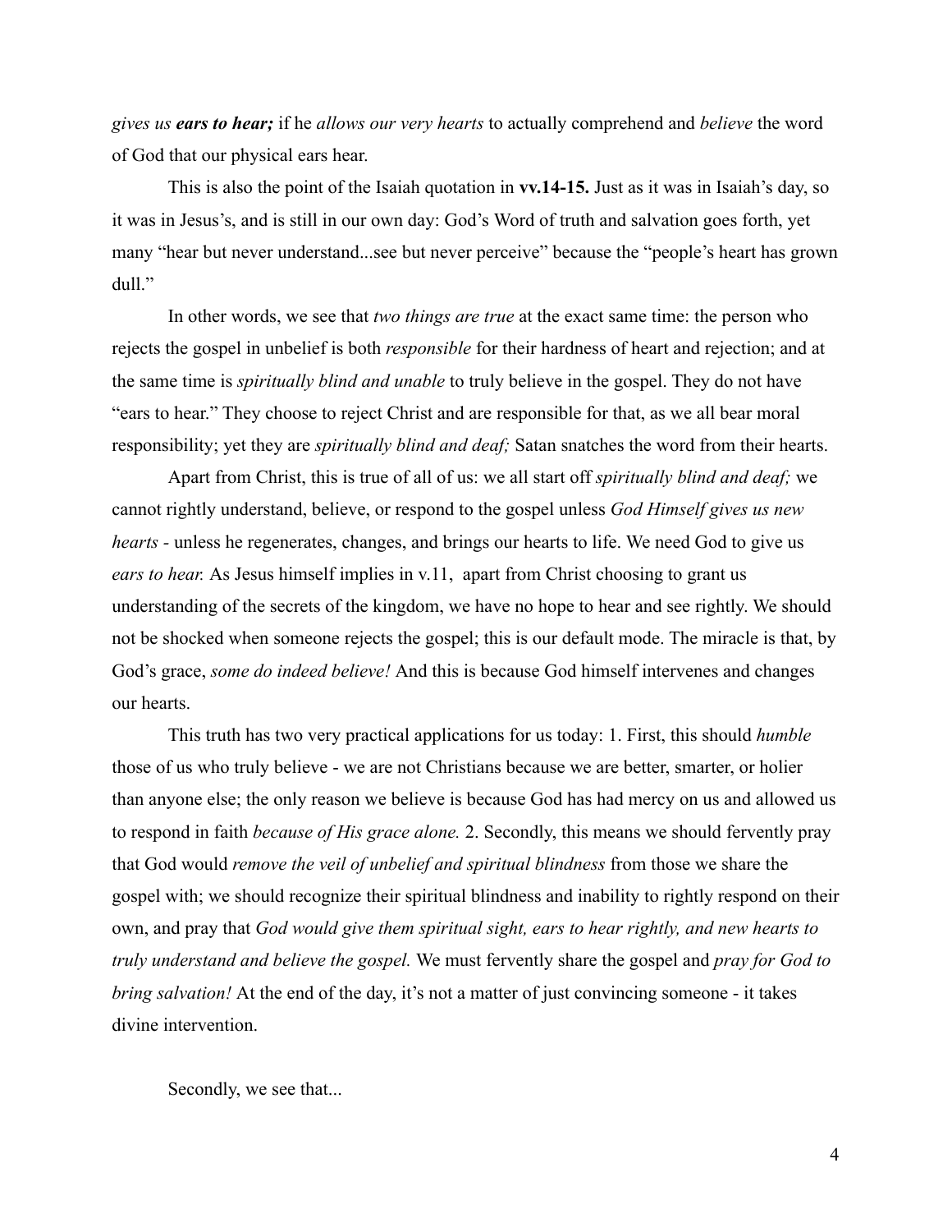*gives us* ***ears to hear;*** if he *allows our very hearts* to actually comprehend and *believe* the word of God that our physical ears hear.

This is also the point of the Isaiah quotation in **vv.14-15.** Just as it was in Isaiah's day, so it was in Jesus's, and is still in our own day: God's Word of truth and salvation goes forth, yet many "hear but never understand...see but never perceive" because the "people's heart has grown dull."

In other words, we see that *two things are true* at the exact same time: the person who rejects the gospel in unbelief is both *responsible* for their hardness of heart and rejection; and at the same time is *spiritually blind and unable* to truly believe in the gospel. They do not have "ears to hear." They choose to reject Christ and are responsible for that, as we all bear moral responsibility; yet they are *spiritually blind and deaf;* Satan snatches the word from their hearts.

Apart from Christ, this is true of all of us: we all start off *spiritually blind and deaf;* we cannot rightly understand, believe, or respond to the gospel unless *God Himself gives us new hearts* - unless he regenerates, changes, and brings our hearts to life. We need God to give us *ears to hear.* As Jesus himself implies in v.11, apart from Christ choosing to grant us understanding of the secrets of the kingdom, we have no hope to hear and see rightly. We should not be shocked when someone rejects the gospel; this is our default mode. The miracle is that, by God's grace, *some do indeed believe!* And this is because God himself intervenes and changes our hearts.

This truth has two very practical applications for us today: 1. First, this should *humble* those of us who truly believe - we are not Christians because we are better, smarter, or holier than anyone else; the only reason we believe is because God has had mercy on us and allowed us to respond in faith *because of His grace alone.* 2. Secondly, this means we should fervently pray that God would *remove the veil of unbelief and spiritual blindness* from those we share the gospel with; we should recognize their spiritual blindness and inability to rightly respond on their own, and pray that *God would give them spiritual sight, ears to hear rightly, and new hearts to truly understand and believe the gospel.* We must fervently share the gospel and *pray for God to bring salvation!* At the end of the day, it's not a matter of just convincing someone - it takes divine intervention.

Secondly, we see that...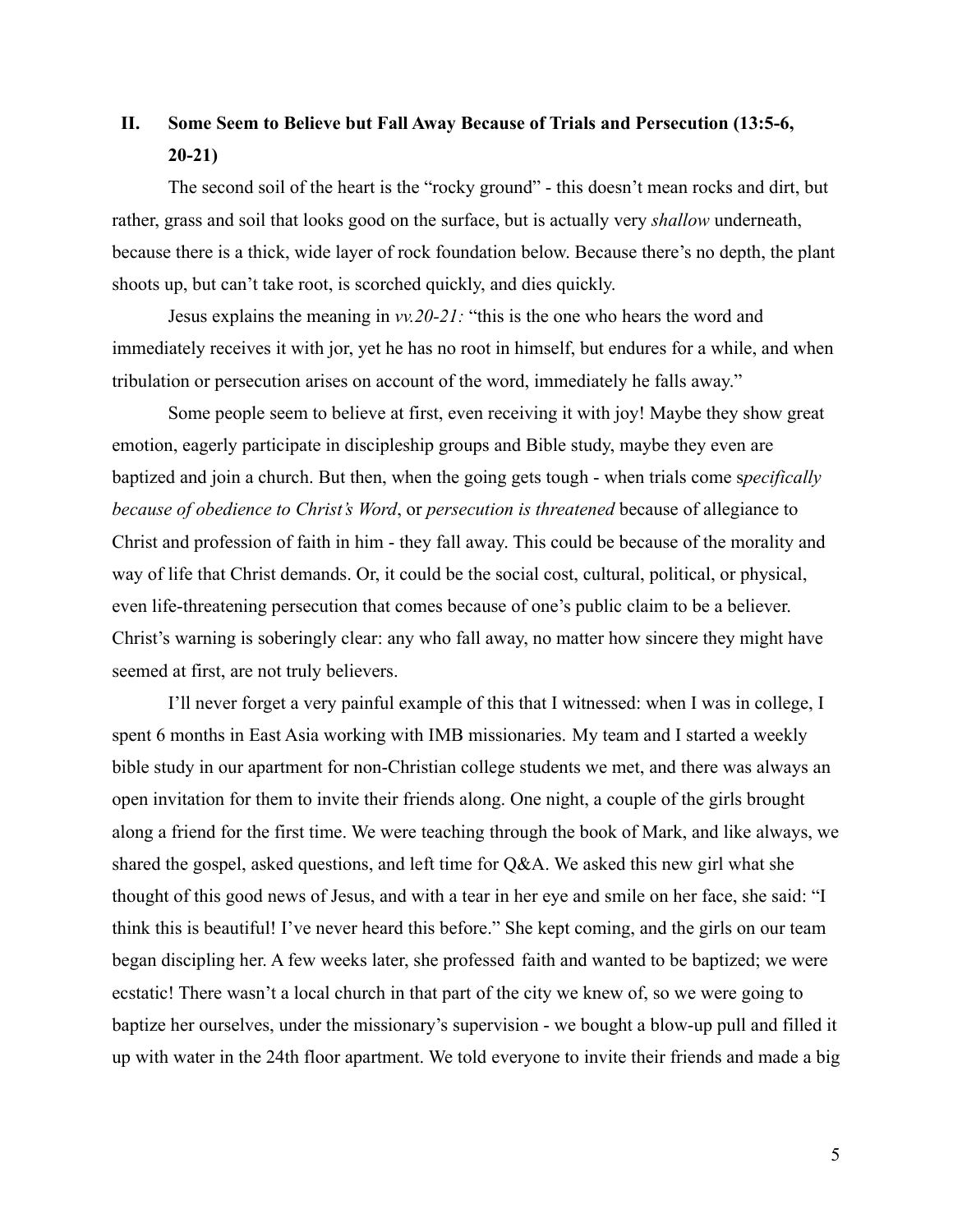## II. Some Seem to Believe but Fall Away Because of Trials and Persecution (13:5-6, 20-21)

The second soil of the heart is the "rocky ground" - this doesn't mean rocks and dirt, but rather, grass and soil that looks good on the surface, but is actually very *shallow* underneath, because there is a thick, wide layer of rock foundation below. Because there's no depth, the plant shoots up, but can't take root, is scorched quickly, and dies quickly.

Jesus explains the meaning in *vv.20-21:* "this is the one who hears the word and immediately receives it with jor, yet he has no root in himself, but endures for a while, and when tribulation or persecution arises on account of the word, immediately he falls away."

Some people seem to believe at first, even receiving it with joy! Maybe they show great emotion, eagerly participate in discipleship groups and Bible study, maybe they even are baptized and join a church. But then, when the going gets tough - when trials come s*pecifically because of obedience to Christ's Word*, or *persecution is threatened* because of allegiance to Christ and profession of faith in him - they fall away. This could be because of the morality and way of life that Christ demands. Or, it could be the social cost, cultural, political, or physical, even life-threatening persecution that comes because of one's public claim to be a believer. Christ's warning is soberingly clear: any who fall away, no matter how sincere they might have seemed at first, are not truly believers.

I'll never forget a very painful example of this that I witnessed: when I was in college, I spent 6 months in East Asia working with IMB missionaries. My team and I started a weekly bible study in our apartment for non-Christian college students we met, and there was always an open invitation for them to invite their friends along. One night, a couple of the girls brought along a friend for the first time. We were teaching through the book of Mark, and like always, we shared the gospel, asked questions, and left time for Q&A. We asked this new girl what she thought of this good news of Jesus, and with a tear in her eye and smile on her face, she said: "I think this is beautiful! I've never heard this before." She kept coming, and the girls on our team began discipling her. A few weeks later, she professed faith and wanted to be baptized; we were ecstatic! There wasn't a local church in that part of the city we knew of, so we were going to baptize her ourselves, under the missionary's supervision - we bought a blow-up pull and filled it up with water in the 24th floor apartment. We told everyone to invite their friends and made a big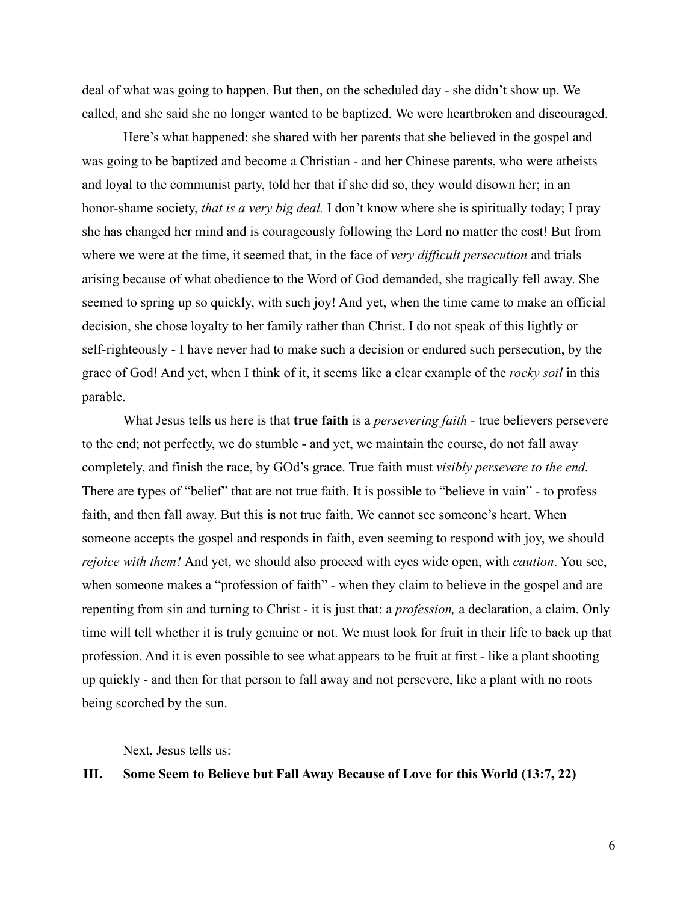deal of what was going to happen. But then, on the scheduled day - she didn't show up. We called, and she said she no longer wanted to be baptized. We were heartbroken and discouraged.

Here's what happened: she shared with her parents that she believed in the gospel and was going to be baptized and become a Christian - and her Chinese parents, who were atheists and loyal to the communist party, told her that if she did so, they would disown her; in an honor-shame society, *that is a very big deal.* I don't know where she is spiritually today; I pray she has changed her mind and is courageously following the Lord no matter the cost! But from where we were at the time, it seemed that, in the face of *very difficult persecution* and trials arising because of what obedience to the Word of God demanded, she tragically fell away. She seemed to spring up so quickly, with such joy! And yet, when the time came to make an official decision, she chose loyalty to her family rather than Christ. I do not speak of this lightly or self-righteously - I have never had to make such a decision or endured such persecution, by the grace of God! And yet, when I think of it, it seems like a clear example of the *rocky soil* in this parable.

What Jesus tells us here is that **true faith** is a *persevering faith -* true believers persevere to the end; not perfectly, we do stumble - and yet, we maintain the course, do not fall away completely, and finish the race, by GOd's grace. True faith must *visibly persevere to the end.* There are types of "belief" that are not true faith. It is possible to "believe in vain" - to profess faith, and then fall away. But this is not true faith. We cannot see someone's heart. When someone accepts the gospel and responds in faith, even seeming to respond with joy, we should *rejoice with them!* And yet, we should also proceed with eyes wide open, with *caution*. You see, when someone makes a "profession of faith" - when they claim to believe in the gospel and are repenting from sin and turning to Christ - it is just that: a *profession,* a declaration, a claim. Only time will tell whether it is truly genuine or not. We must look for fruit in their life to back up that profession. And it is even possible to see what appears to be fruit at first - like a plant shooting up quickly - and then for that person to fall away and not persevere, like a plant with no roots being scorched by the sun.

Next, Jesus tells us:

## III. Some Seem to Believe but Fall Away Because of Love for this World (13:7, 22)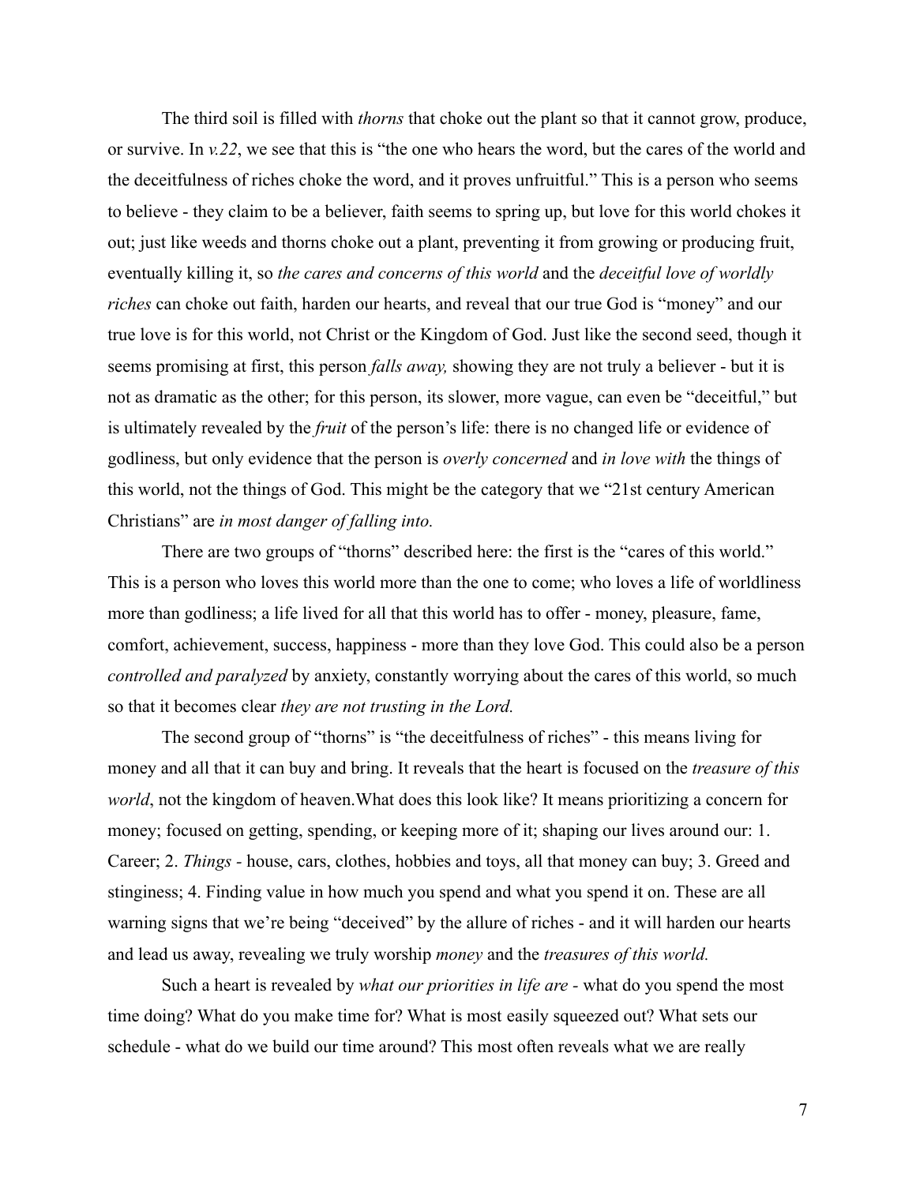The third soil is filled with *thorns* that choke out the plant so that it cannot grow, produce, or survive. In *v.22*, we see that this is "the one who hears the word, but the cares of the world and the deceitfulness of riches choke the word, and it proves unfruitful." This is a person who seems to believe - they claim to be a believer, faith seems to spring up, but love for this world chokes it out; just like weeds and thorns choke out a plant, preventing it from growing or producing fruit, eventually killing it, so *the cares and concerns of this world* and the *deceitful love of worldly riches* can choke out faith, harden our hearts, and reveal that our true God is "money" and our true love is for this world, not Christ or the Kingdom of God. Just like the second seed, though it seems promising at first, this person *falls away,* showing they are not truly a believer - but it is not as dramatic as the other; for this person, its slower, more vague, can even be "deceitful," but is ultimately revealed by the *fruit* of the person's life: there is no changed life or evidence of godliness, but only evidence that the person is *overly concerned* and *in love with* the things of this world, not the things of God. This might be the category that we "21st century American Christians" are *in most danger of falling into.*

There are two groups of "thorns" described here: the first is the "cares of this world." This is a person who loves this world more than the one to come; who loves a life of worldliness more than godliness; a life lived for all that this world has to offer - money, pleasure, fame, comfort, achievement, success, happiness - more than they love God. This could also be a person *controlled and paralyzed* by anxiety, constantly worrying about the cares of this world, so much so that it becomes clear *they are not trusting in the Lord.*

The second group of "thorns" is "the deceitfulness of riches" - this means living for money and all that it can buy and bring. It reveals that the heart is focused on the *treasure of this world*, not the kingdom of heaven.What does this look like? It means prioritizing a concern for money; focused on getting, spending, or keeping more of it; shaping our lives around our: 1. Career; 2. *Things* - house, cars, clothes, hobbies and toys, all that money can buy; 3. Greed and stinginess; 4. Finding value in how much you spend and what you spend it on. These are all warning signs that we're being "deceived" by the allure of riches - and it will harden our hearts and lead us away, revealing we truly worship *money* and the *treasures of this world.*

Such a heart is revealed by *what our priorities in life are -* what do you spend the most time doing? What do you make time for? What is most easily squeezed out? What sets our schedule - what do we build our time around? This most often reveals what we are really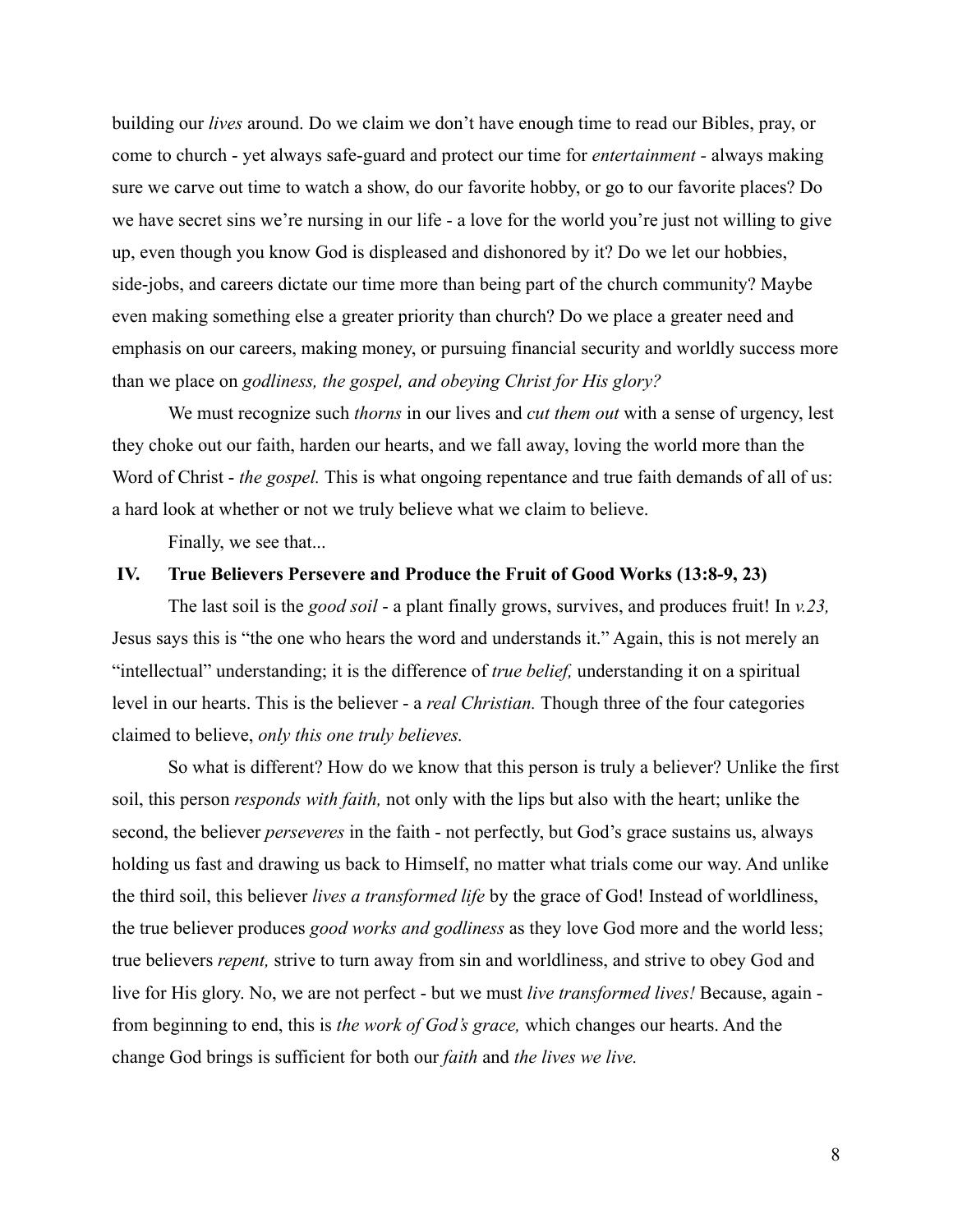building our *lives* around. Do we claim we don't have enough time to read our Bibles, pray, or come to church - yet always safe-guard and protect our time for *entertainment* - always making sure we carve out time to watch a show, do our favorite hobby, or go to our favorite places? Do we have secret sins we're nursing in our life - a love for the world you're just not willing to give up, even though you know God is displeased and dishonored by it? Do we let our hobbies, side-jobs, and careers dictate our time more than being part of the church community? Maybe even making something else a greater priority than church? Do we place a greater need and emphasis on our careers, making money, or pursuing financial security and worldly success more than we place on *godliness, the gospel, and obeying Christ for His glory?*

We must recognize such *thorns* in our lives and *cut them out* with a sense of urgency, lest they choke out our faith, harden our hearts, and we fall away, loving the world more than the Word of Christ - *the gospel.* This is what ongoing repentance and true faith demands of all of us: a hard look at whether or not we truly believe what we claim to believe.

Finally, we see that...

## IV. True Believers Persevere and Produce the Fruit of Good Works (13:8-9, 23)

The last soil is the *good soil* - a plant finally grows, survives, and produces fruit! In *v.23,* Jesus says this is "the one who hears the word and understands it." Again, this is not merely an "intellectual" understanding; it is the difference of *true belief,* understanding it on a spiritual level in our hearts. This is the believer - a *real Christian.* Though three of the four categories claimed to believe, *only this one truly believes.*

So what is different? How do we know that this person is truly a believer? Unlike the first soil, this person *responds with faith,* not only with the lips but also with the heart; unlike the second, the believer *perseveres* in the faith - not perfectly, but God's grace sustains us, always holding us fast and drawing us back to Himself, no matter what trials come our way. And unlike the third soil, this believer *lives a transformed life* by the grace of God! Instead of worldliness, the true believer produces *good works and godliness* as they love God more and the world less; true believers *repent,* strive to turn away from sin and worldliness, and strive to obey God and live for His glory. No, we are not perfect - but we must *live transformed lives!* Because, again - from beginning to end, this is *the work of God's grace,* which changes our hearts. And the change God brings is sufficient for both our *faith* and *the lives we live.*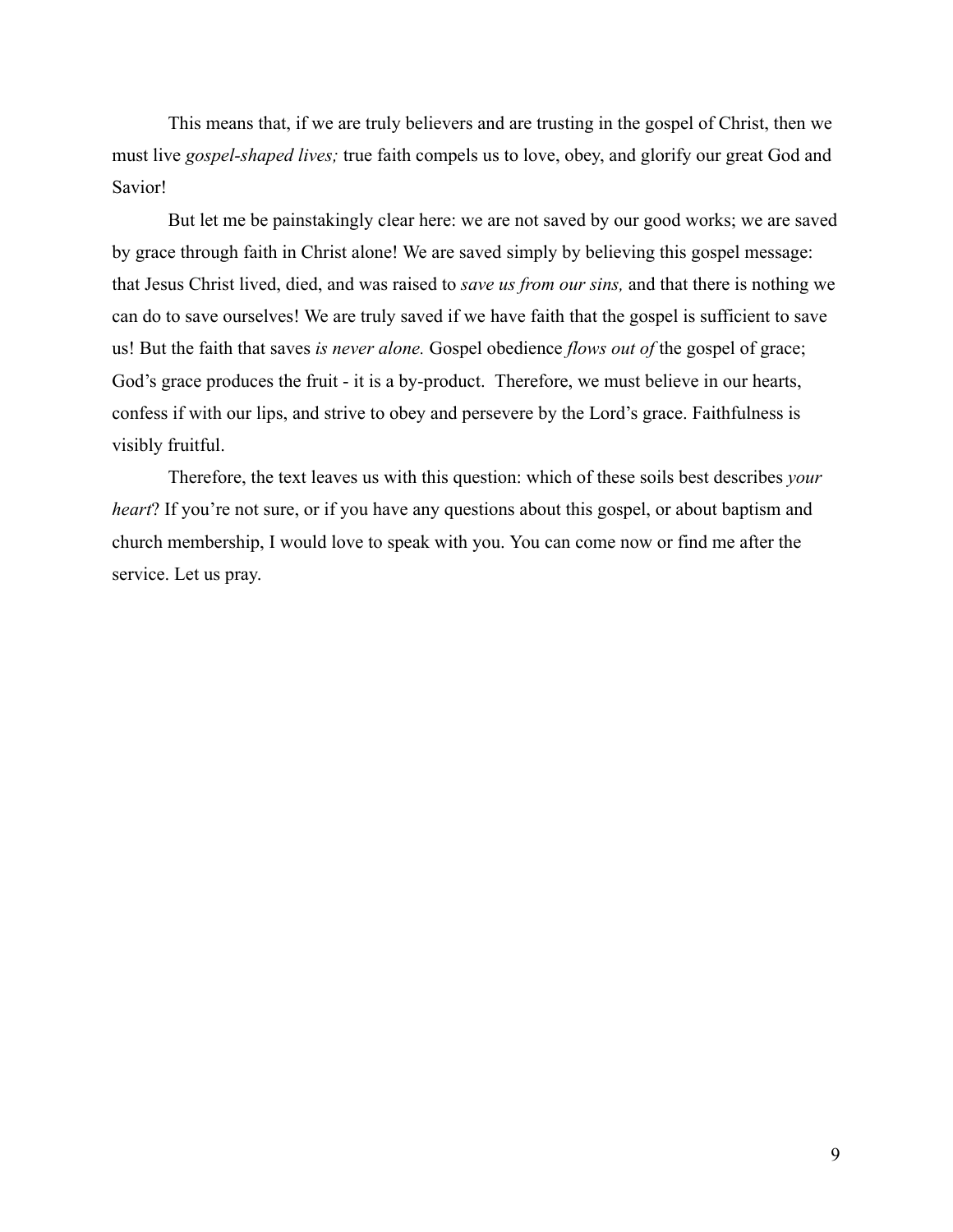This means that, if we are truly believers and are trusting in the gospel of Christ, then we must live *gospel-shaped lives;* true faith compels us to love, obey, and glorify our great God and Savior!

But let me be painstakingly clear here: we are not saved by our good works; we are saved by grace through faith in Christ alone! We are saved simply by believing this gospel message: that Jesus Christ lived, died, and was raised to *save us from our sins,* and that there is nothing we can do to save ourselves! We are truly saved if we have faith that the gospel is sufficient to save us! But the faith that saves *is never alone.* Gospel obedience *flows out of* the gospel of grace; God's grace produces the fruit - it is a by-product. Therefore, we must believe in our hearts, confess if with our lips, and strive to obey and persevere by the Lord's grace. Faithfulness is visibly fruitful.

Therefore, the text leaves us with this question: which of these soils best describes *your heart*? If you're not sure, or if you have any questions about this gospel, or about baptism and church membership, I would love to speak with you. You can come now or find me after the service. Let us pray.